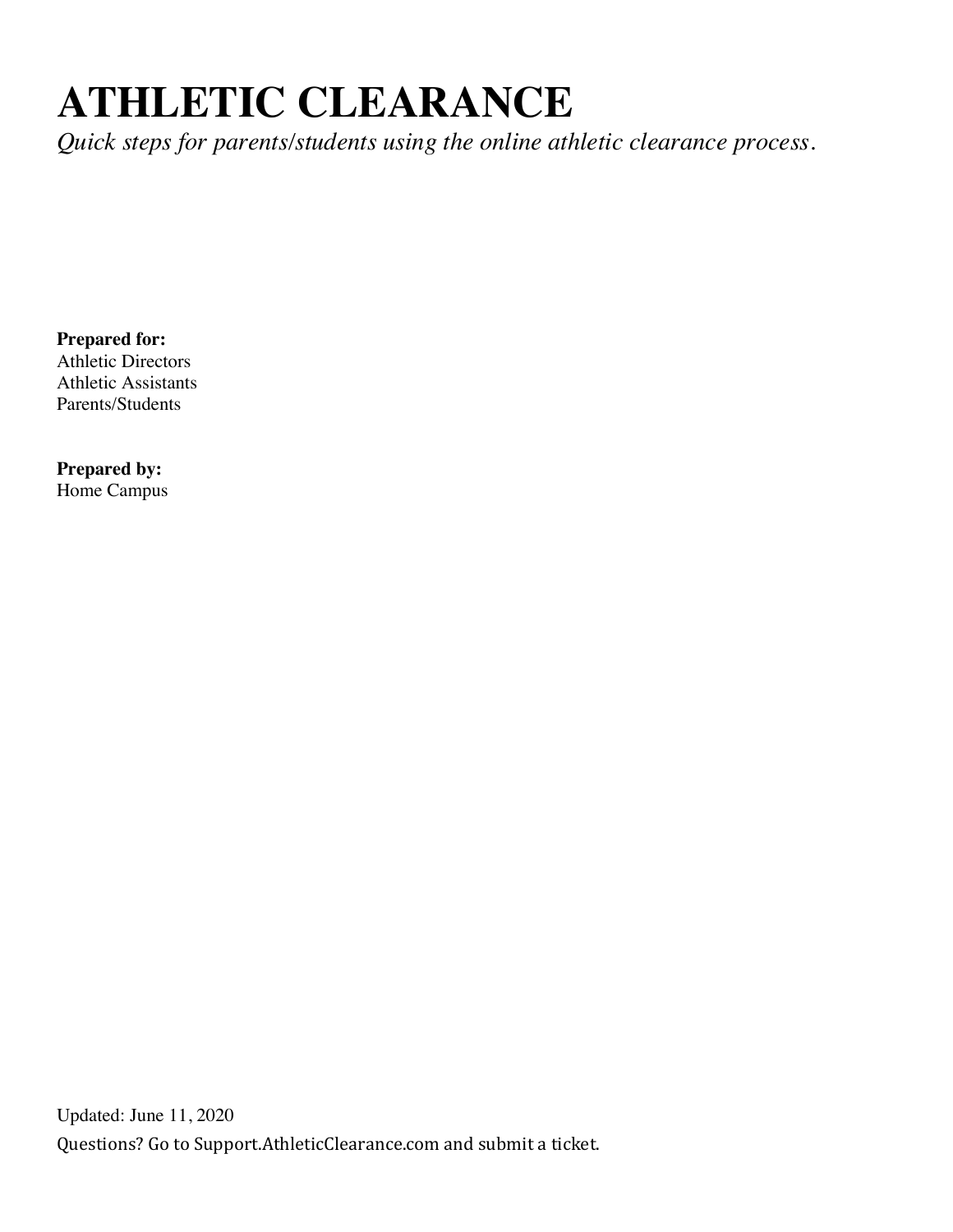# ATHLETIC CLEARANCE

*Quick steps for parents/students using the online athletic clearance process.*

**Prepared for:**
Athletic Directors
Athletic Assistants
Parents/Students

**Prepared by:**
Home Campus

Updated: June 11, 2020

Questions? Go to Support.AthleticClearance.com and submit a ticket.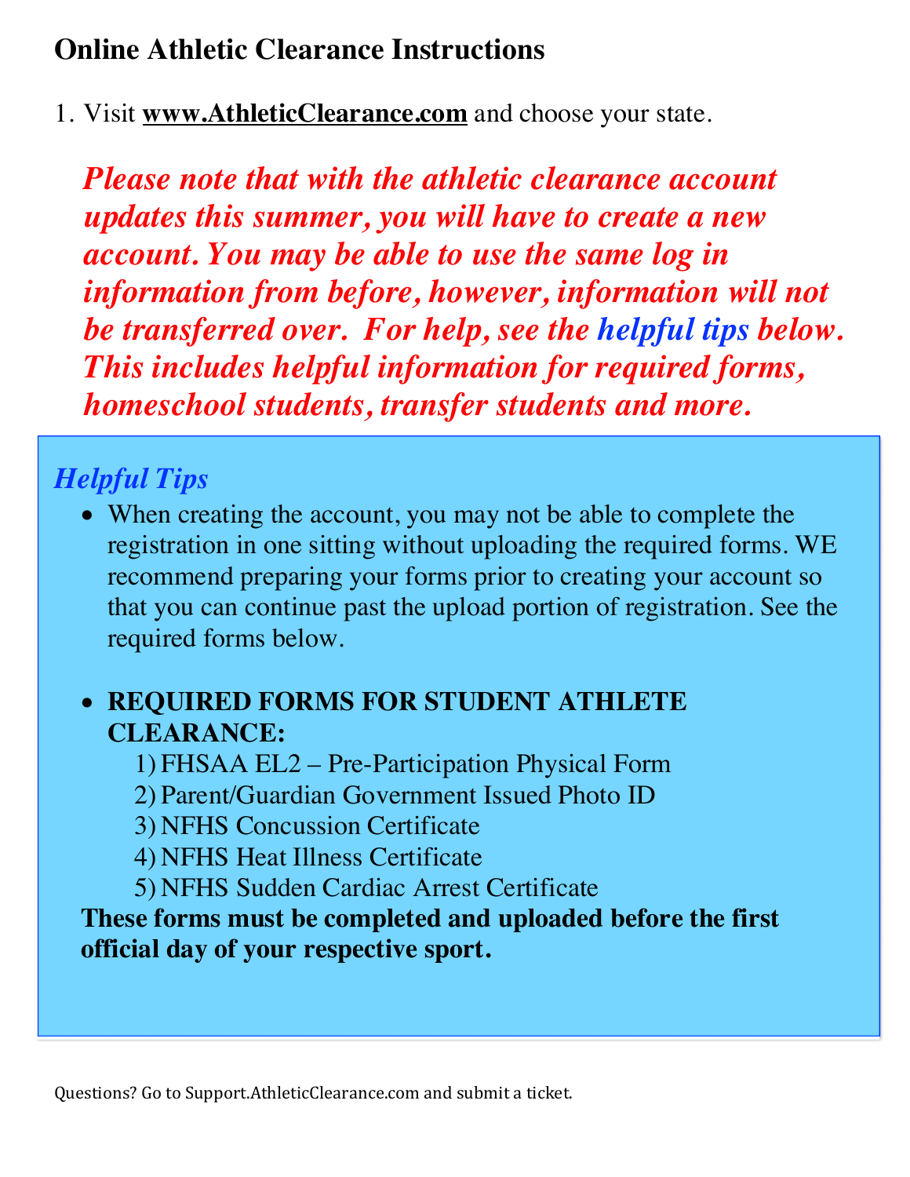# Online Athletic Clearance Instructions

1. Visit **www.AthleticClearance.com** and choose your state.

***Please note that with the athletic clearance account updates this summer, you will have to create a new account. You may be able to use the same log in information from before, however, information will not be transferred over. For help, see the helpful tips below. This includes helpful information for required forms, homeschool students, transfer students and more.***

## *Helpful Tips*

- When creating the account, you may not be able to complete the registration in one sitting without uploading the required forms. WE recommend preparing your forms prior to creating your account so that you can continue past the upload portion of registration. See the required forms below.

- **REQUIRED FORMS FOR STUDENT ATHLETE CLEARANCE:**
  1) FHSAA EL2 – Pre-Participation Physical Form
  2) Parent/Guardian Government Issued Photo ID
  3) NFHS Concussion Certificate
  4) NFHS Heat Illness Certificate
  5) NFHS Sudden Cardiac Arrest Certificate

**These forms must be completed and uploaded before the first official day of your respective sport.**

Questions? Go to Support.AthleticClearance.com and submit a ticket.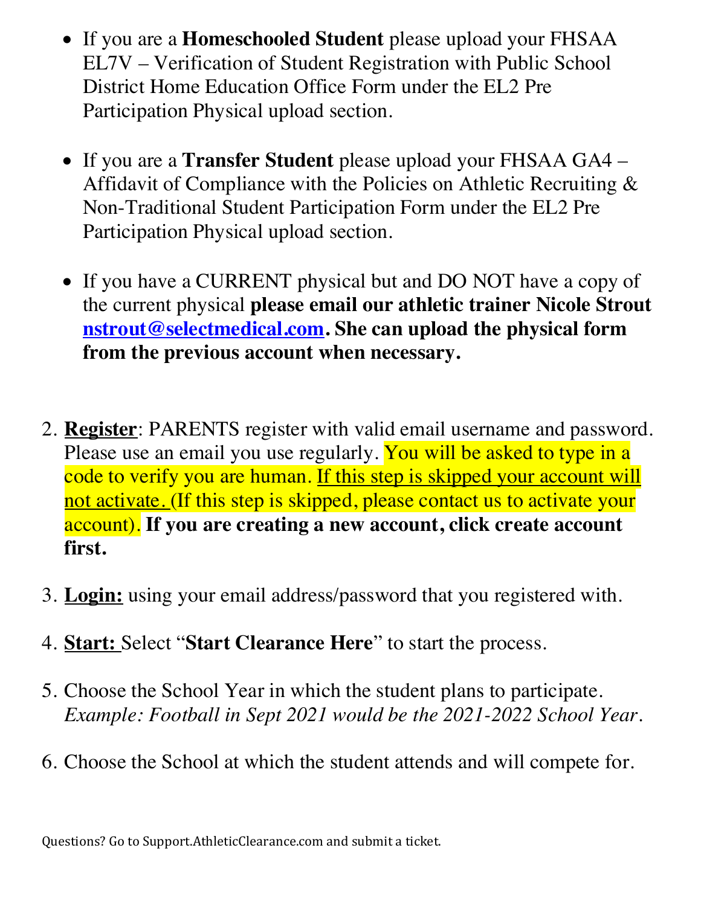- If you are a **Homeschooled Student** please upload your FHSAA EL7V – Verification of Student Registration with Public School District Home Education Office Form under the EL2 Pre Participation Physical upload section.

- If you are a **Transfer Student** please upload your FHSAA GA4 – Affidavit of Compliance with the Policies on Athletic Recruiting & Non-Traditional Student Participation Form under the EL2 Pre Participation Physical upload section.

- If you have a CURRENT physical but and DO NOT have a copy of the current physical **please email our athletic trainer Nicole Strout [nstrout@selectmedical.com](mailto:nstrout@selectmedical.com). She can upload the physical form from the previous account when necessary.**

2. **Register**: PARENTS register with valid email username and password. Please use an email you use regularly. You will be asked to type in a code to verify you are human. If this step is skipped your account will not activate. (If this step is skipped, please contact us to activate your account). **If you are creating a new account, click create account first.**

3. **Login:** using your email address/password that you registered with.

4. **Start:** Select "**Start Clearance Here**" to start the process.

5. Choose the School Year in which the student plans to participate. *Example: Football in Sept 2021 would be the 2021-2022 School Year*.

6. Choose the School at which the student attends and will compete for.

Questions? Go to Support.AthleticClearance.com and submit a ticket.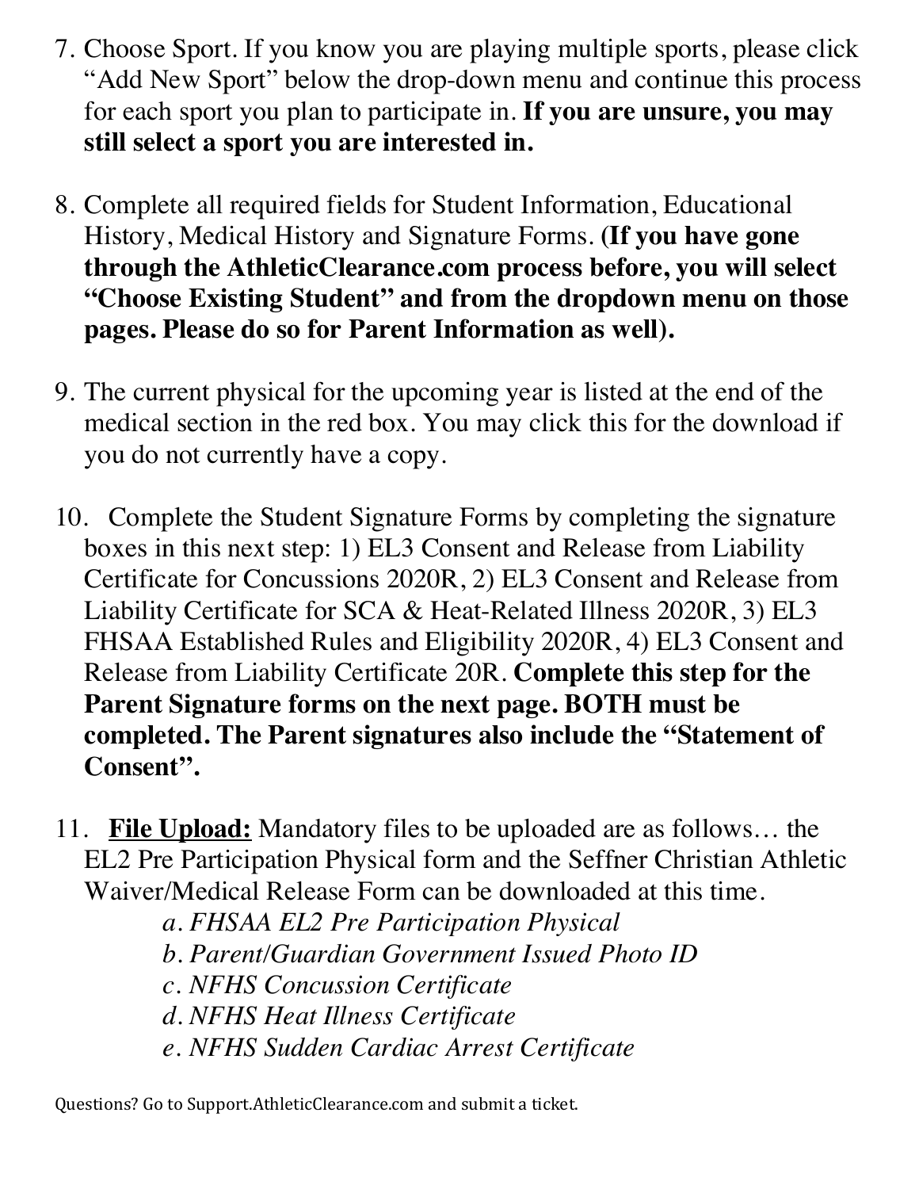7. Choose Sport. If you know you are playing multiple sports, please click "Add New Sport" below the drop-down menu and continue this process for each sport you plan to participate in. **If you are unsure, you may still select a sport you are interested in.**

8. Complete all required fields for Student Information, Educational History, Medical History and Signature Forms. **(If you have gone through the AthleticClearance.com process before, you will select "Choose Existing Student" and from the dropdown menu on those pages. Please do so for Parent Information as well).**

9. The current physical for the upcoming year is listed at the end of the medical section in the red box. You may click this for the download if you do not currently have a copy.

10. Complete the Student Signature Forms by completing the signature boxes in this next step: 1) EL3 Consent and Release from Liability Certificate for Concussions 2020R, 2) EL3 Consent and Release from Liability Certificate for SCA & Heat-Related Illness 2020R, 3) EL3 FHSAA Established Rules and Eligibility 2020R, 4) EL3 Consent and Release from Liability Certificate 20R. **Complete this step for the Parent Signature forms on the next page. BOTH must be completed. The Parent signatures also include the "Statement of Consent".**

11. **<u>File Upload:</u>** Mandatory files to be uploaded are as follows… the EL2 Pre Participation Physical form and the Seffner Christian Athletic Waiver/Medical Release Form can be downloaded at this time.
    a. *FHSAA EL2 Pre Participation Physical*
    b. *Parent/Guardian Government Issued Photo ID*
    c. *NFHS Concussion Certificate*
    d. *NFHS Heat Illness Certificate*
    e. *NFHS Sudden Cardiac Arrest Certificate*

Questions? Go to Support.AthleticClearance.com and submit a ticket.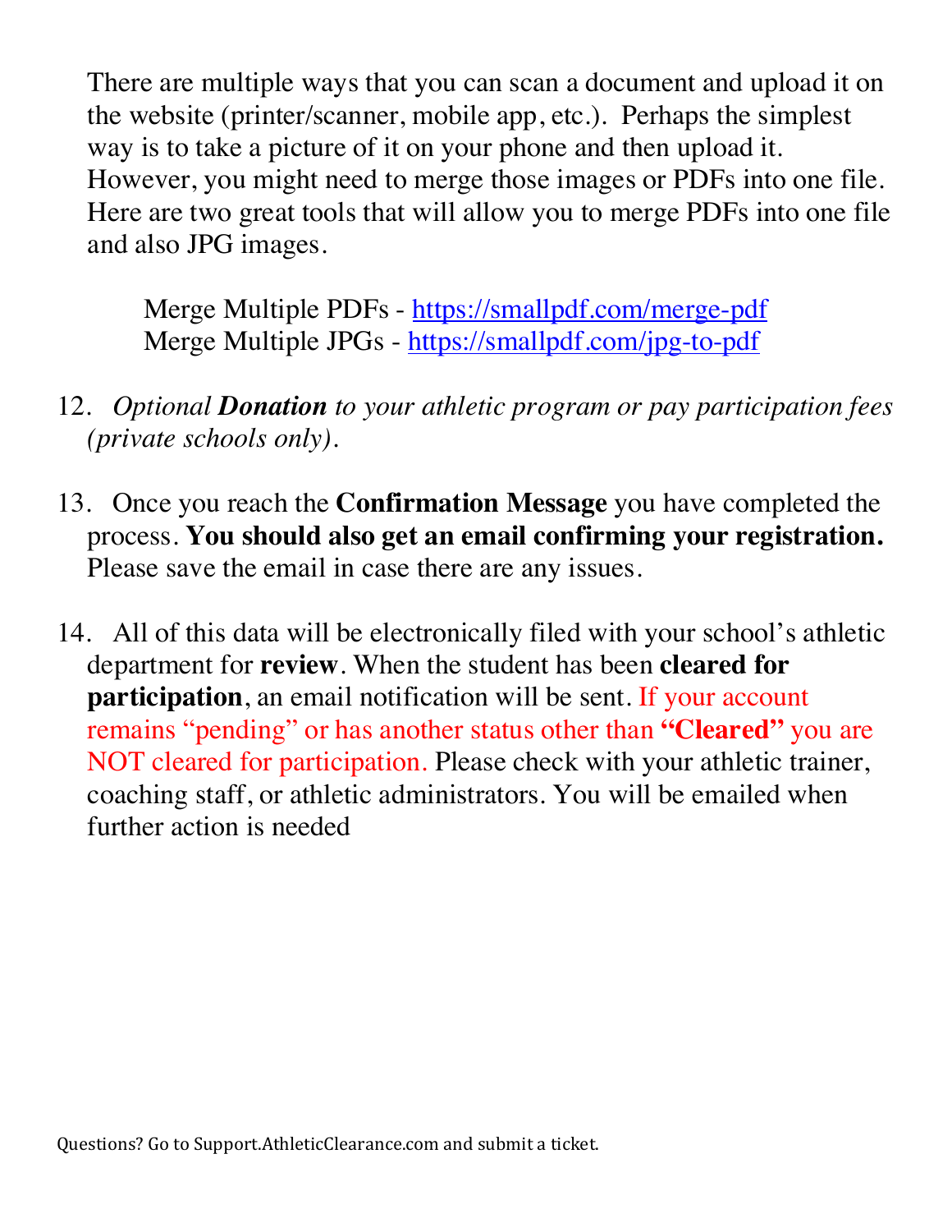There are multiple ways that you can scan a document and upload it on the website (printer/scanner, mobile app, etc.). Perhaps the simplest way is to take a picture of it on your phone and then upload it. However, you might need to merge those images or PDFs into one file. Here are two great tools that will allow you to merge PDFs into one file and also JPG images.

Merge Multiple PDFs - https://smallpdf.com/merge-pdf
Merge Multiple JPGs - https://smallpdf.com/jpg-to-pdf

12. *Optional* ***Donation*** *to your athletic program or pay participation fees (private schools only).*

13. Once you reach the **Confirmation Message** you have completed the process. **You should also get an email confirming your registration.** Please save the email in case there are any issues.

14. All of this data will be electronically filed with your school's athletic department for **review**. When the student has been **cleared for participation**, an email notification will be sent. If your account remains "pending" or has another status other than **"Cleared"** you are NOT cleared for participation. Please check with your athletic trainer, coaching staff, or athletic administrators. You will be emailed when further action is needed

Questions? Go to Support.AthleticClearance.com and submit a ticket.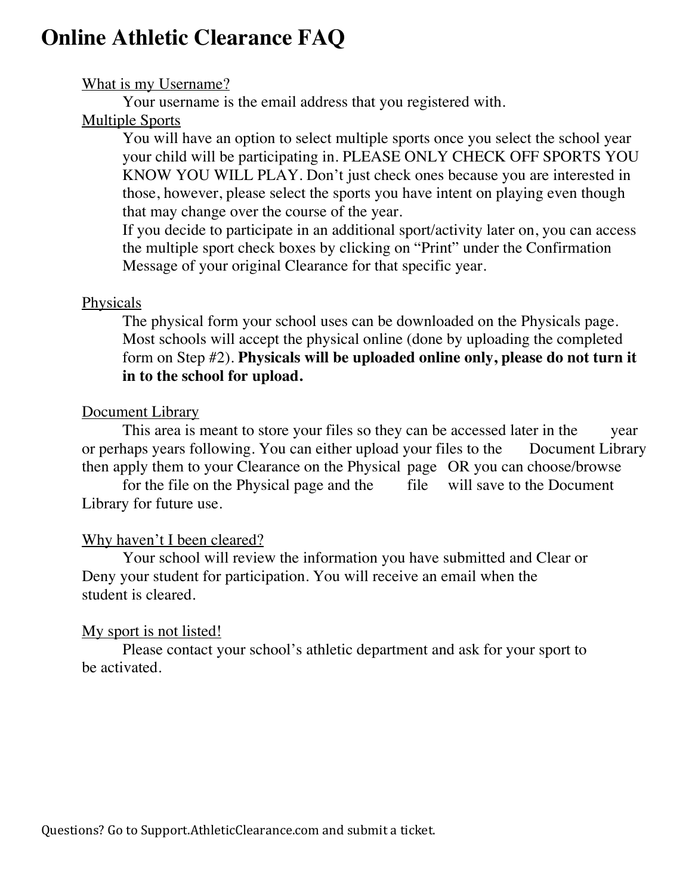# Online Athletic Clearance FAQ

<u>What is my Username?</u>

Your username is the email address that you registered with.

<u>Multiple Sports</u>

You will have an option to select multiple sports once you select the school year your child will be participating in. PLEASE ONLY CHECK OFF SPORTS YOU KNOW YOU WILL PLAY. Don't just check ones because you are interested in those, however, please select the sports you have intent on playing even though that may change over the course of the year.

If you decide to participate in an additional sport/activity later on, you can access the multiple sport check boxes by clicking on "Print" under the Confirmation Message of your original Clearance for that specific year.

<u>Physicals</u>

The physical form your school uses can be downloaded on the Physicals page. Most schools will accept the physical online (done by uploading the completed form on Step #2). **Physicals will be uploaded online only, please do not turn it in to the school for upload.**

<u>Document Library</u>

This area is meant to store your files so they can be accessed later in the year or perhaps years following. You can either upload your files to the Document Library then apply them to your Clearance on the Physical page OR you can choose/browse for the file on the Physical page and the file will save to the Document Library for future use.

<u>Why haven't I been cleared?</u>

Your school will review the information you have submitted and Clear or Deny your student for participation. You will receive an email when the student is cleared.

<u>My sport is not listed!</u>

Please contact your school's athletic department and ask for your sport to be activated.

Questions? Go to Support.AthleticClearance.com and submit a ticket.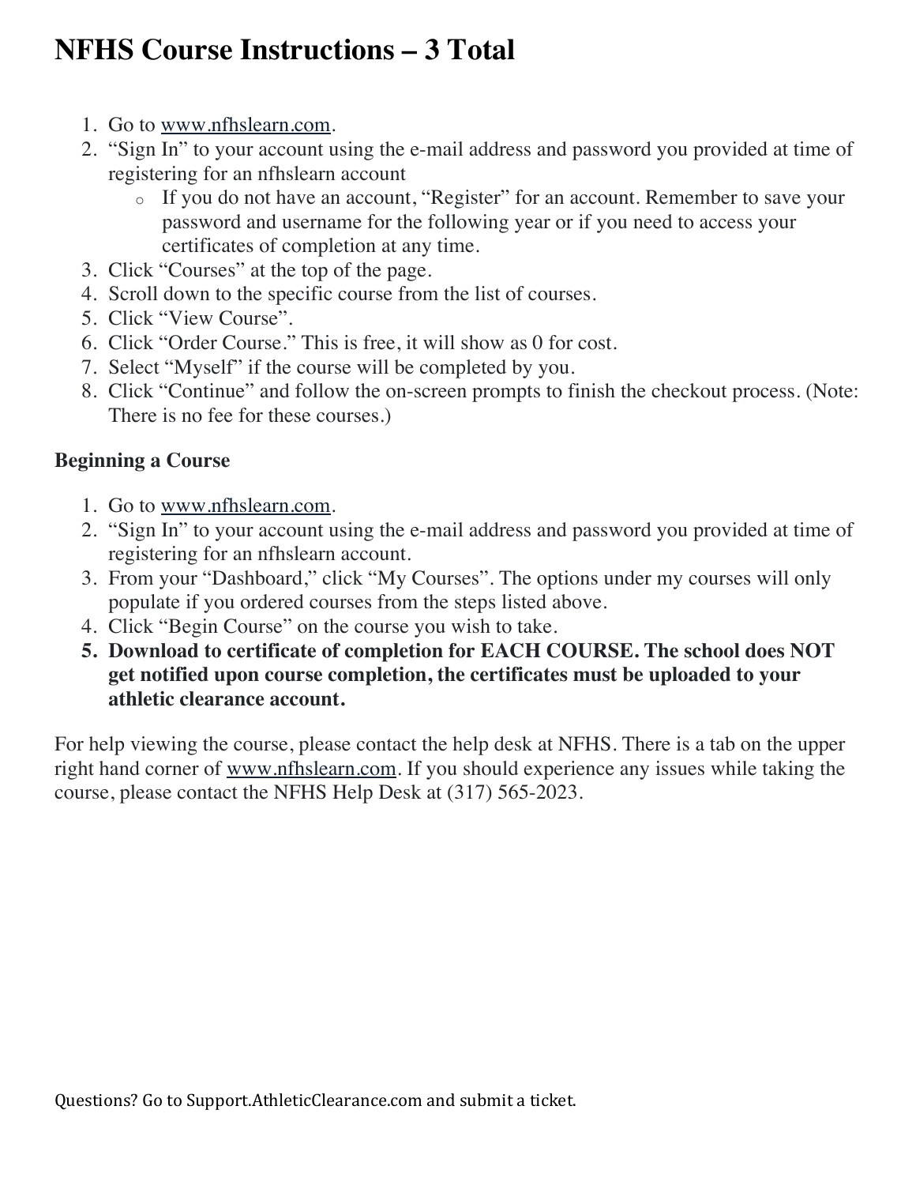# NFHS Course Instructions – 3 Total

1. Go to www.nfhslearn.com.
2. "Sign In" to your account using the e-mail address and password you provided at time of registering for an nfhslearn account
   - If you do not have an account, "Register" for an account. Remember to save your password and username for the following year or if you need to access your certificates of completion at any time.
3. Click "Courses" at the top of the page.
4. Scroll down to the specific course from the list of courses.
5. Click "View Course".
6. Click "Order Course." This is free, it will show as 0 for cost.
7. Select "Myself" if the course will be completed by you.
8. Click "Continue" and follow the on-screen prompts to finish the checkout process. (Note: There is no fee for these courses.)

**Beginning a Course**

1. Go to www.nfhslearn.com.
2. "Sign In" to your account using the e-mail address and password you provided at time of registering for an nfhslearn account.
3. From your "Dashboard," click "My Courses". The options under my courses will only populate if you ordered courses from the steps listed above.
4. Click "Begin Course" on the course you wish to take.
5. **Download to certificate of completion for EACH COURSE. The school does NOT get notified upon course completion, the certificates must be uploaded to your athletic clearance account.**

For help viewing the course, please contact the help desk at NFHS. There is a tab on the upper right hand corner of www.nfhslearn.com. If you should experience any issues while taking the course, please contact the NFHS Help Desk at (317) 565-2023.

Questions? Go to Support.AthleticClearance.com and submit a ticket.